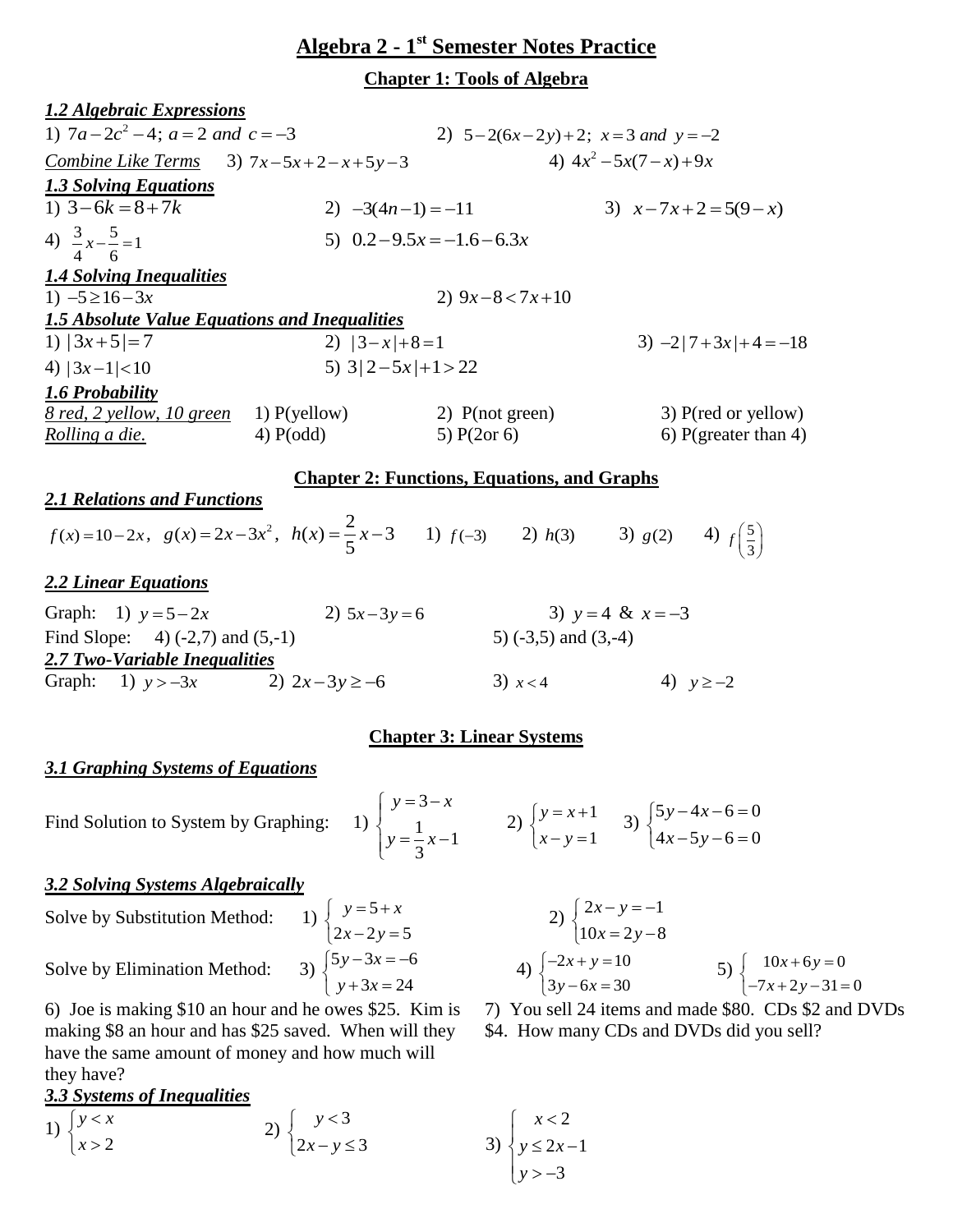# Algebra 2 - 1st Semester Notes Practice

## Chapter 1: Tools of Algebra

***1.2 Algebraic Expressions***

1) $7a-2c^2-4;\ a=2\ and\ c=-3$  2) $5-2(6x-2y)+2;\ x=3\ and\ y=-2$

*Combine Like Terms*  3) $7x-5x+2-x+5y-3$  4) $4x^2-5x(7-x)+9x$

***1.3 Solving Equations***

1) $3-6k=8+7k$  2) $-3(4n-1)=-11$  3) $x-7x+2=5(9-x)$

4) $\frac{3}{4}x-\frac{5}{6}=1$  5) $0.2-9.5x=-1.6-6.3x$

***1.4 Solving Inequalities***

1) $-5\geq 16-3x$  2) $9x-8<7x+10$

***1.5 Absolute Value Equations and Inequalities***

1) $|3x+5|=7$  2) $|3-x|+8=1$  3) $-2|7+3x|+4=-18$

4) $|3x-1|<10$  5) $3|2-5x|+1>22$

***1.6 Probability***

*8 red, 2 yellow, 10 green*  1) P(yellow)  2) P(not green)  3) P(red or yellow)

*Rolling a die.*  4) P(odd)  5) P(2or 6)  6) P(greater than 4)

## Chapter 2: Functions, Equations, and Graphs

***2.1 Relations and Functions***

$f(x)=10-2x$, $g(x)=2x-3x^2$, $h(x)=\frac{2}{5}x-3$  1) $f(-3)$  2) $h(3)$  3) $g(2)$  4) $f\left(\frac{5}{3}\right)$

***2.2 Linear Equations***

Graph: 1) $y=5-2x$  2) $5x-3y=6$  3) $y=4$ & $x=-3$

Find Slope: 4) (-2,7) and (5,-1)  5) (-3,5) and (3,-4)

***2.7 Two-Variable Inequalities***

Graph: 1) $y>-3x$  2) $2x-3y\geq -6$  3) $x<4$  4) $y\geq -2$

## Chapter 3: Linear Systems

***3.1 Graphing Systems of Equations***

Find Solution to System by Graphing: 1) $\begin{cases} y=3-x \\ y=\frac{1}{3}x-1 \end{cases}$  2) $\begin{cases} y=x+1 \\ x-y=1 \end{cases}$  3) $\begin{cases} 5y-4x-6=0 \\ 4x-5y-6=0 \end{cases}$

***3.2 Solving Systems Algebraically***

Solve by Substitution Method: 1) $\begin{cases} y=5+x \\ 2x-2y=5 \end{cases}$  2) $\begin{cases} 2x-y=-1 \\ 10x=2y-8 \end{cases}$

Solve by Elimination Method: 3) $\begin{cases} 5y-3x=-6 \\ y+3x=24 \end{cases}$  4) $\begin{cases} -2x+y=10 \\ 3y-6x=30 \end{cases}$  5) $\begin{cases} 10x+6y=0 \\ -7x+2y-31=0 \end{cases}$

6) Joe is making \$10 an hour and he owes \$25. Kim is making \$8 an hour and has \$25 saved. When will they have the same amount of money and how much will they have?

7) You sell 24 items and made \$80. CDs \$2 and DVDs \$4. How many CDs and DVDs did you sell?

***3.3 Systems of Inequalities***

1) $\begin{cases} y<x \\ x>2 \end{cases}$  2) $\begin{cases} y<3 \\ 2x-y\leq 3 \end{cases}$  3) $\begin{cases} x<2 \\ y\leq 2x-1 \\ y>-3 \end{cases}$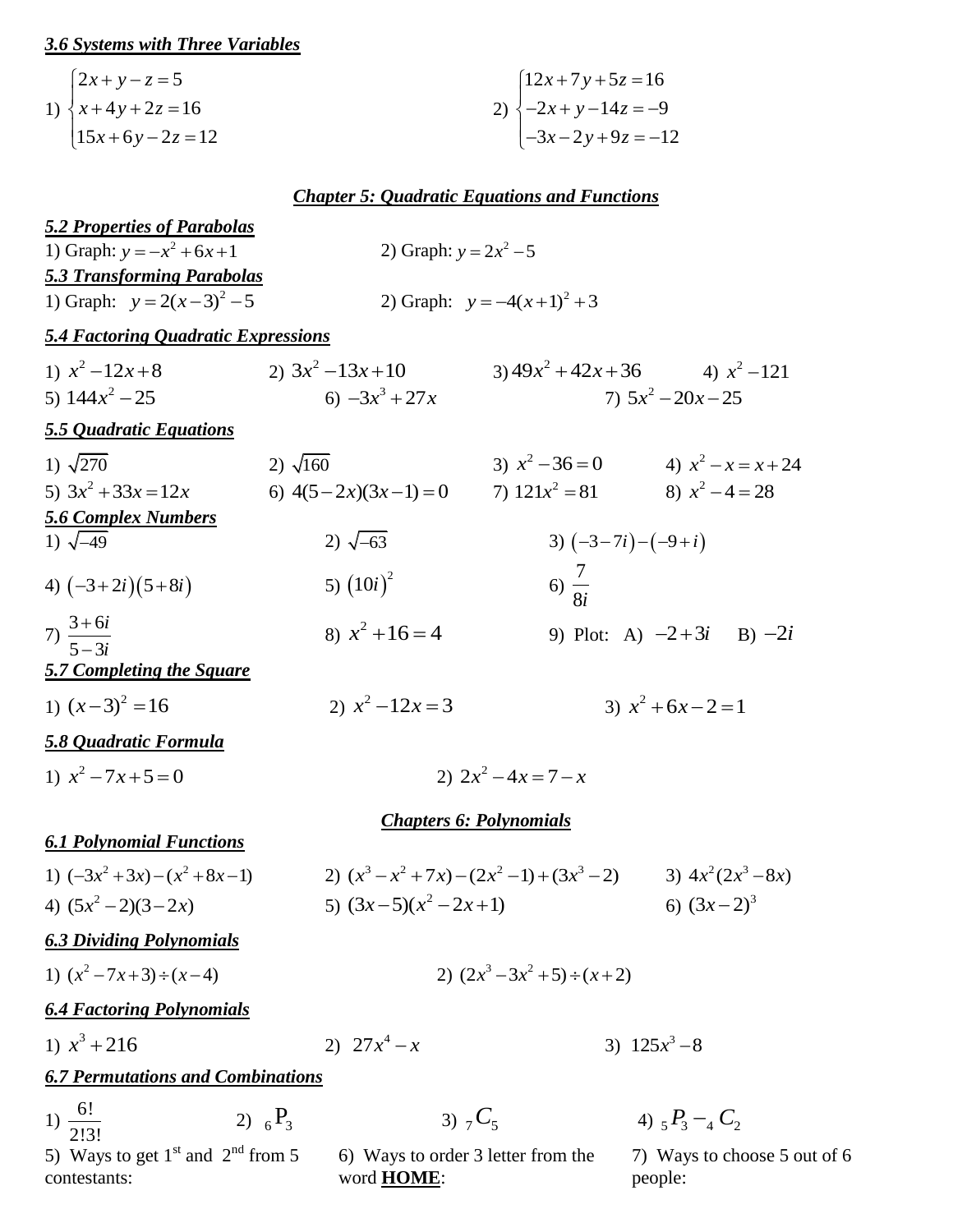***3.6 Systems with Three Variables***

1) $\begin{cases} 2x + y - z = 5 \\ x + 4y + 2z = 16 \\ 15x + 6y - 2z = 12 \end{cases}$

2) $\begin{cases} 12x + 7y + 5z = 16 \\ -2x + y - 14z = -9 \\ -3x - 2y + 9z = -12 \end{cases}$

## ***Chapter 5: Quadratic Equations and Functions***

***5.2 Properties of Parabolas***

1) Graph: $y = -x^2 + 6x + 1$

2) Graph: $y = 2x^2 - 5$

***5.3 Transforming Parabolas***

1) Graph: $y = 2(x-3)^2 - 5$

2) Graph: $y = -4(x+1)^2 + 3$

***5.4 Factoring Quadratic Expressions***

1) $x^2 - 12x + 8$

2) $3x^2 - 13x + 10$

3) $49x^2 + 42x + 36$

4) $x^2 - 121$

5) $144x^2 - 25$

6) $-3x^3 + 27x$

7) $5x^2 - 20x - 25$

***5.5 Quadratic Equations***

1) $\sqrt{270}$

2) $\sqrt{160}$

3) $x^2 - 36 = 0$

4) $x^2 - x = x + 24$

5) $3x^2 + 33x = 12x$

6) $4(5-2x)(3x-1) = 0$

7) $121x^2 = 81$

8) $x^2 - 4 = 28$

***5.6 Complex Numbers***

1) $\sqrt{-49}$

2) $\sqrt{-63}$

3) $(-3-7i) - (-9+i)$

4) $(-3+2i)(5+8i)$

5) $(10i)^2$

6) $\dfrac{7}{8i}$

7) $\dfrac{3+6i}{5-3i}$

8) $x^2 + 16 = 4$

9) Plot: A) $-2+3i$ B) $-2i$

***5.7 Completing the Square***

1) $(x-3)^2 = 16$

2) $x^2 - 12x = 3$

3) $x^2 + 6x - 2 = 1$

***5.8 Quadratic Formula***

1) $x^2 - 7x + 5 = 0$

2) $2x^2 - 4x = 7 - x$

## ***Chapters 6: Polynomials***

***6.1 Polynomial Functions***

1) $(-3x^2 + 3x) - (x^2 + 8x - 1)$

2) $(x^3 - x^2 + 7x) - (2x^2 - 1) + (3x^3 - 2)$

3) $4x^2(2x^3 - 8x)$

4) $(5x^2 - 2)(3 - 2x)$

5) $(3x-5)(x^2 - 2x + 1)$

6) $(3x-2)^3$

***6.3 Dividing Polynomials***

1) $(x^2 - 7x + 3) \div (x - 4)$

2) $(2x^3 - 3x^2 + 5) \div (x + 2)$

***6.4 Factoring Polynomials***

1) $x^3 + 216$

2) $27x^4 - x$

3) $125x^3 - 8$

***6.7 Permutations and Combinations***

1) $\dfrac{6!}{2!3!}$

2) ${}_6P_3$

3) ${}_7C_5$

4) ${}_5P_3 - {}_4C_2$

5) Ways to get 1st and 2nd from 5 contestants:

6) Ways to order 3 letter from the word **HOME**:

7) Ways to choose 5 out of 6 people: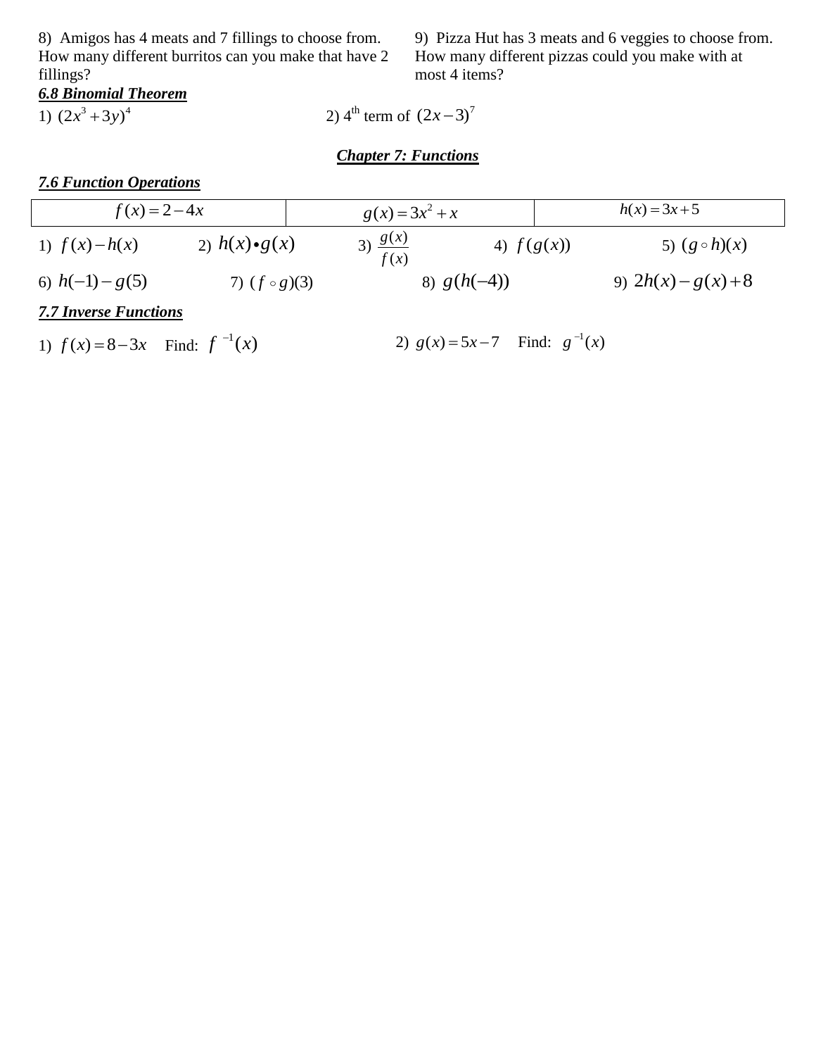8) Amigos has 4 meats and 7 fillings to choose from. How many different burritos can you make that have 2 fillings?

9) Pizza Hut has 3 meats and 6 veggies to choose from. How many different pizzas could you make with at most 4 items?

***6.8 Binomial Theorem***

1) $(2x^3 + 3y)^4$

2) 4th term of $(2x-3)^7$

## ***Chapter 7: Functions***

***7.6 Function Operations***

| | | |
|---|---|---|
| $f(x) = 2 - 4x$ | $g(x) = 3x^2 + x$ | $h(x) = 3x + 5$ |

1) $f(x) - h(x)$

2) $h(x) \bullet g(x)$

3) $\frac{g(x)}{f(x)}$

4) $f(g(x))$

5) $(g \circ h)(x)$

6) $h(-1) - g(5)$

7) $(f \circ g)(3)$

8) $g(h(-4))$

9) $2h(x) - g(x) + 8$

***7.7 Inverse Functions***

1) $f(x) = 8 - 3x$ Find: $f^{-1}(x)$

2) $g(x) = 5x - 7$ Find: $g^{-1}(x)$